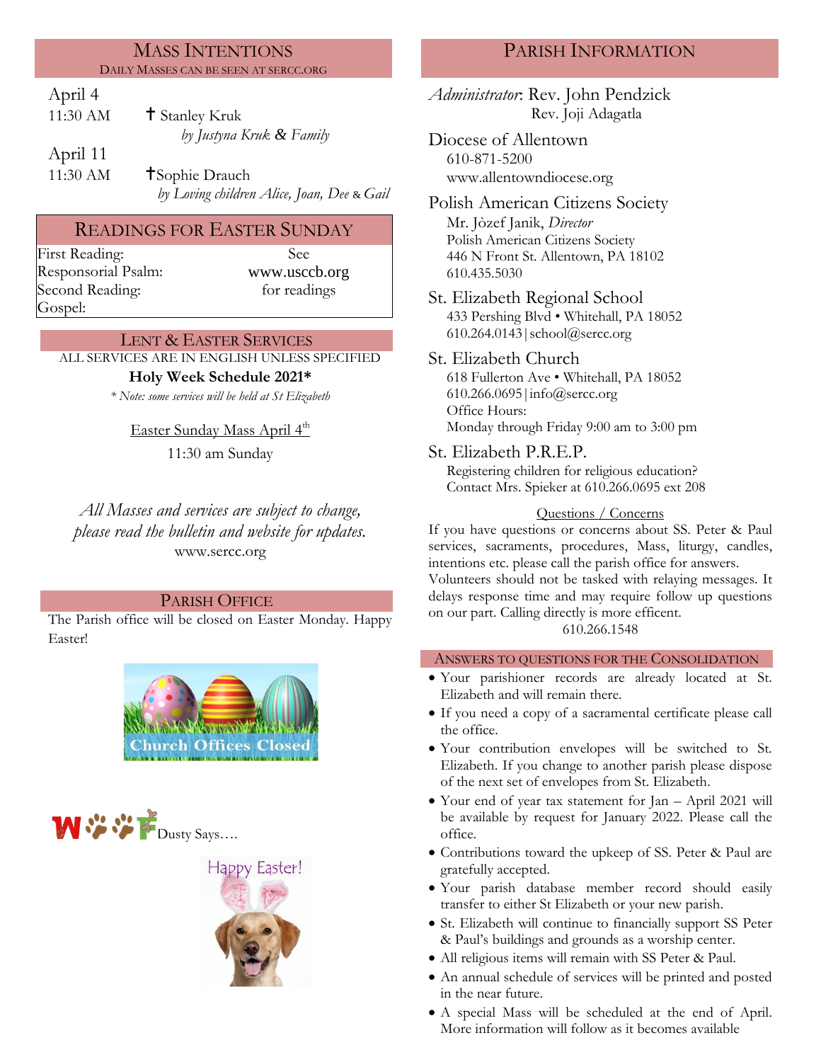## Mass Intentions

Daily Masses can be seen at SERCC.ORG

April 4
11:30 AM ✝ Stanley Kruk
*by Justyna Kruk & Family*

April 11
11:30 AM ✝Sophie Drauch
*by Loving children Alice, Joan, Dee & Gail*

## Readings for Easter Sunday

| First Reading: | See |
| --- | --- |
| Responsorial Psalm: | www.usccb.org |
| Second Reading: | for readings |
| Gospel: | |

## Lent & Easter Services

ALL SERVICES ARE IN ENGLISH UNLESS SPECIFIED

**Holy Week Schedule 2021***

*\* Note: some services will be held at St Elizabeth*

Easter Sunday Mass April 4th

11:30 am Sunday

*All Masses and services are subject to change, please read the bulletin and website for updates.*
www.sercc.org

## Parish Office

The Parish office will be closed on Easter Monday. Happy Easter!

Church Offices Closed

WOOF Dusty Says….

Happy Easter!

## Parish Information

*Administrator*: Rev. John Pendzick
Rev. Joji Adagatla

Diocese of Allentown
610-871-5200
www.allentowndiocese.org

Polish American Citizens Society
Mr. Jòzef Janik, *Director*
Polish American Citizens Society
446 N Front St. Allentown, PA 18102
610.435.5030

St. Elizabeth Regional School
433 Pershing Blvd • Whitehall, PA 18052
610.264.0143|school@sercc.org

St. Elizabeth Church
618 Fullerton Ave • Whitehall, PA 18052
610.266.0695|info@sercc.org
Office Hours:
Monday through Friday 9:00 am to 3:00 pm

St. Elizabeth P.R.E.P.
Registering children for religious education?
Contact Mrs. Spieker at 610.266.0695 ext 208

Questions / Concerns

If you have questions or concerns about SS. Peter & Paul services, sacraments, procedures, Mass, liturgy, candles, intentions etc. please call the parish office for answers. Volunteers should not be tasked with relaying messages. It delays response time and may require follow up questions on our part. Calling directly is more efficent.
610.266.1548

## Answers to Questions for the Consolidation

- Your parishioner records are already located at St. Elizabeth and will remain there.
- If you need a copy of a sacramental certificate please call the office.
- Your contribution envelopes will be switched to St. Elizabeth. If you change to another parish please dispose of the next set of envelopes from St. Elizabeth.
- Your end of year tax statement for Jan – April 2021 will be available by request for January 2022. Please call the office.
- Contributions toward the upkeep of SS. Peter & Paul are gratefully accepted.
- Your parish database member record should easily transfer to either St Elizabeth or your new parish.
- St. Elizabeth will continue to financially support SS Peter & Paul's buildings and grounds as a worship center.
- All religious items will remain with SS Peter & Paul.
- An annual schedule of services will be printed and posted in the near future.
- A special Mass will be scheduled at the end of April. More information will follow as it becomes available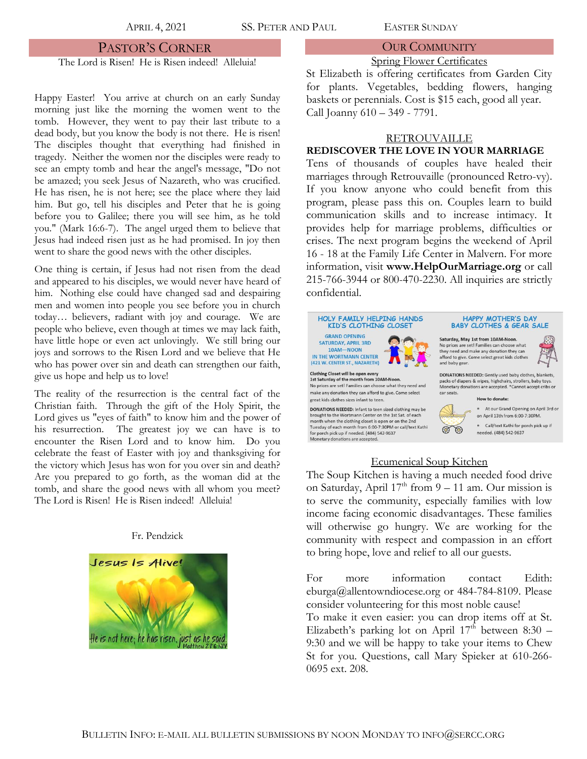## Pastor's Corner

The Lord is Risen! He is Risen indeed! Alleluia!

Happy Easter! You arrive at church on an early Sunday morning just like the morning the women went to the tomb. However, they went to pay their last tribute to a dead body, but you know the body is not there. He is risen! The disciples thought that everything had finished in tragedy. Neither the women nor the disciples were ready to see an empty tomb and hear the angel's message, "Do not be amazed; you seek Jesus of Nazareth, who was crucified. He has risen, he is not here; see the place where they laid him. But go, tell his disciples and Peter that he is going before you to Galilee; there you will see him, as he told you." (Mark 16:6-7). The angel urged them to believe that Jesus had indeed risen just as he had promised. In joy then went to share the good news with the other disciples.

One thing is certain, if Jesus had not risen from the dead and appeared to his disciples, we would never have heard of him. Nothing else could have changed sad and despairing men and women into people you see before you in church today… believers, radiant with joy and courage. We are people who believe, even though at times we may lack faith, have little hope or even act unlovingly. We still bring our joys and sorrows to the Risen Lord and we believe that He who has power over sin and death can strengthen our faith, give us hope and help us to love!

The reality of the resurrection is the central fact of the Christian faith. Through the gift of the Holy Spirit, the Lord gives us "eyes of faith" to know him and the power of his resurrection. The greatest joy we can have is to encounter the Risen Lord and to know him. Do you celebrate the feast of Easter with joy and thanksgiving for the victory which Jesus has won for you over sin and death? Are you prepared to go forth, as the woman did at the tomb, and share the good news with all whom you meet? The Lord is Risen! He is Risen indeed! Alleluia!

Fr. Pendzick

Jesus Is Alive!

He is not here; he has risen, just as he said. Matthew 28:6 NIV

## Our Community

### Spring Flower Certificates

St Elizabeth is offering certificates from Garden City for plants. Vegetables, bedding flowers, hanging baskets or perennials. Cost is $15 each, good all year. Call Joanny 610 – 349 - 7791.

### RETROUVAILLE

**REDISCOVER THE LOVE IN YOUR MARRIAGE**

Tens of thousands of couples have healed their marriages through Retrouvaille (pronounced Retro-vy). If you know anyone who could benefit from this program, please pass this on. Couples learn to build communication skills and to increase intimacy. It provides help for marriage problems, difficulties or crises. The next program begins the weekend of April 16 - 18 at the Family Life Center in Malvern. For more information, visit **www.HelpOurMarriage.org** or call 215-766-3944 or 800-470-2230. All inquiries are strictly confidential.

**HOLY FAMILY HELPING HANDS KID'S CLOTHING CLOSET**

GRAND OPENING
SATURDAY, APRIL 3RD
10AM—NOON
IN THE WORTMANN CENTER
(421 W. CENTER ST., NAZARETH)

**Clothing Closet will be open every 1st Saturday of the month from 10AM-Noon.** No prices are set! Families can choose what they need and make any donation they can afford to give. Come select great kids clothes sizes infant to teen.

**DONATIONS NEEDED:** Infant to teen sized clothing may be brought to the Wortmann Center on the 1st Sat. of each month when the clothing closet is open or on the 2nd Tuesday of each month from 6:00-7:30PM or call/text Kathi for porch pick up if needed. (484) 542-9637 Monetary donations are accepted.

**HAPPY MOTHER'S DAY BABY CLOTHES & GEAR SALE**

**Saturday, May 1st from 10AM-Noon.** No prices are set! Families can choose what they need and make any donation they can afford to give. Come select great kids clothes and baby gear.

**DONATIONS NEEDED:** Gently used baby clothes, blankets, packs of diapers & wipes, highchairs, strollers, baby toys. Monetary donations are accepted. *Cannot accept cribs or car seats.

**How to donate:**

- At our Grand Opening on April 3rd or on April 13th from 6:00-7:30PM.
- Call/text Kathi for porch pick up if needed. (484) 542-9637

### Ecumenical Soup Kitchen

The Soup Kitchen is having a much needed food drive on Saturday, April 17th from 9 – 11 am. Our mission is to serve the community, especially families with low income facing economic disadvantages. These families will otherwise go hungry. We are working for the community with respect and compassion in an effort to bring hope, love and relief to all our guests.

For more information contact Edith: eburga@allentowndiocese.org or 484-784-8109. Please consider volunteering for this most noble cause!

To make it even easier: you can drop items off at St. Elizabeth's parking lot on April 17th between 8:30 – 9:30 and we will be happy to take your items to Chew St for you. Questions, call Mary Spieker at 610-266-0695 ext. 208.

BULLETIN INFO: E-MAIL ALL BULLETIN SUBMISSIONS BY NOON MONDAY TO INFO@SERCC.ORG